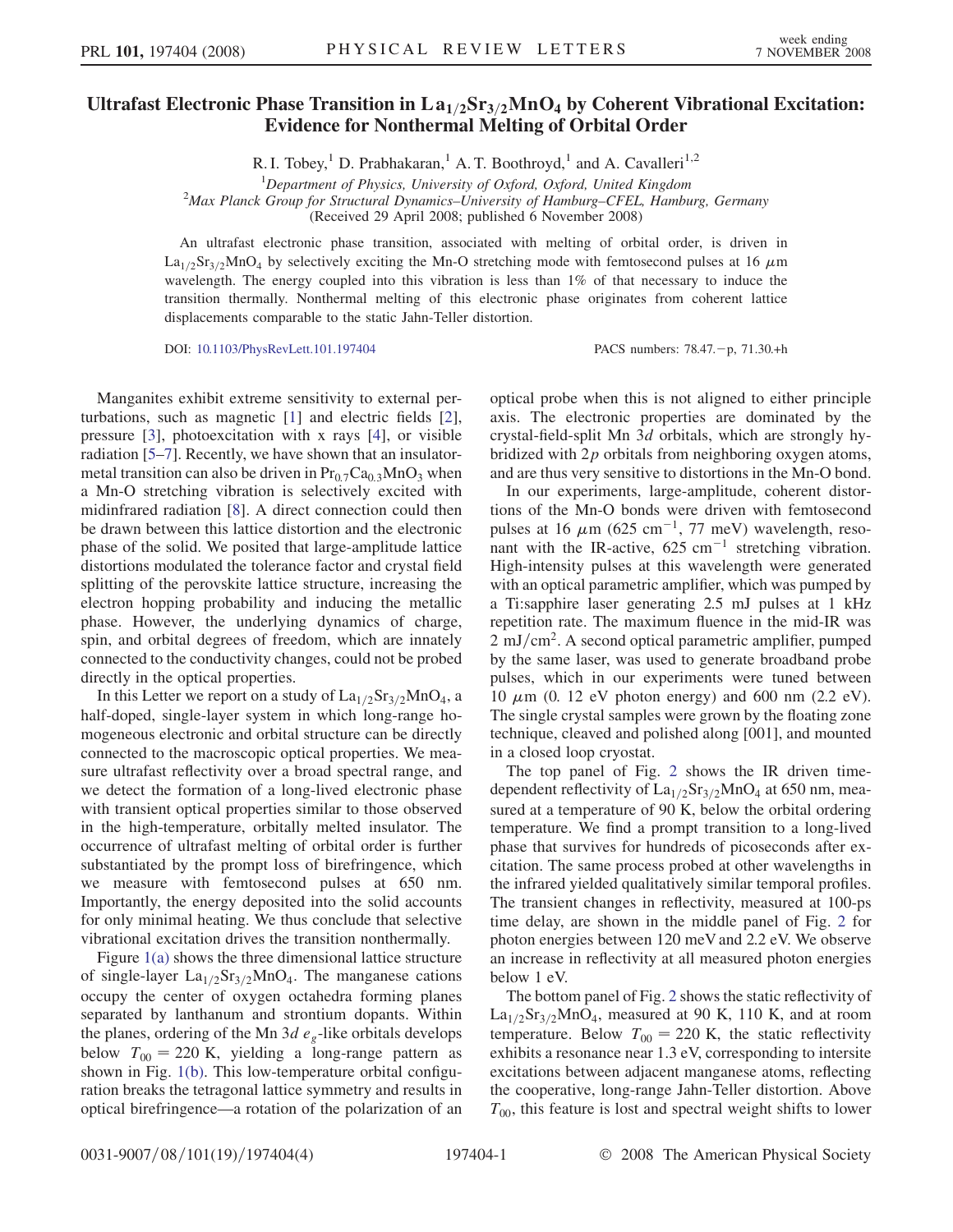# Ultrafast Electronic Phase Transition in $La_{1/2}Sr_{3/2}MnO_4$ by Coherent Vibrational Excitation: Evidence for Nonthermal Melting of Orbital Order

R. I. Tobey,[1] D. Prabhakaran,[1] A. T. Boothroyd,[1] and A. Cavalleri[1,2]

[1]Department of Physics, University of Oxford, Oxford, United Kingdom
[2]Max Planck Group for Structural Dynamics–University of Hamburg–CFEL, Hamburg, Germany
(Received 29 April 2008; published 6 November 2008)

An ultrafast electronic phase transition, associated with melting of orbital order, is driven in $La_{1/2}Sr_{3/2}MnO_4$ by selectively exciting the Mn-O stretching mode with femtosecond pulses at 16 $\mu$m wavelength. The energy coupled into this vibration is less than 1% of that necessary to induce the transition thermally. Nonthermal melting of this electronic phase originates from coherent lattice displacements comparable to the static Jahn-Teller distortion.

DOI: 10.1103/PhysRevLett.101.197404

PACS numbers: 78.47.−p, 71.30.+h

Manganites exhibit extreme sensitivity to external perturbations, such as magnetic [1] and electric fields [2], pressure [3], photoexcitation with x rays [4], or visible radiation [5–7]. Recently, we have shown that an insulator-metal transition can also be driven in $Pr_{0.7}Ca_{0.3}MnO_3$ when a Mn-O stretching vibration is selectively excited with midinfrared radiation [8]. A direct connection could then be drawn between this lattice distortion and the electronic phase of the solid. We posited that large-amplitude lattice distortions modulated the tolerance factor and crystal field splitting of the perovskite lattice structure, increasing the electron hopping probability and inducing the metallic phase. However, the underlying dynamics of charge, spin, and orbital degrees of freedom, which are innately connected to the conductivity changes, could not be probed directly in the optical properties.

In this Letter we report on a study of $La_{1/2}Sr_{3/2}MnO_4$, a half-doped, single-layer system in which long-range homogeneous electronic and orbital structure can be directly connected to the macroscopic optical properties. We measure ultrafast reflectivity over a broad spectral range, and we detect the formation of a long-lived electronic phase with transient optical properties similar to those observed in the high-temperature, orbitally melted insulator. The occurrence of ultrafast melting of orbital order is further substantiated by the prompt loss of birefringence, which we measure with femtosecond pulses at 650 nm. Importantly, the energy deposited into the solid accounts for only minimal heating. We thus conclude that selective vibrational excitation drives the transition nonthermally.

Figure 1(a) shows the three dimensional lattice structure of single-layer $La_{1/2}Sr_{3/2}MnO_4$. The manganese cations occupy the center of oxygen octahedra forming planes separated by lanthanum and strontium dopants. Within the planes, ordering of the Mn $3d$ $e_g$-like orbitals develops below $T_{00} = 220$ K, yielding a long-range pattern as shown in Fig. 1(b). This low-temperature orbital configuration breaks the tetragonal lattice symmetry and results in optical birefringence—a rotation of the polarization of an optical probe when this is not aligned to either principle axis. The electronic properties are dominated by the crystal-field-split Mn $3d$ orbitals, which are strongly hybridized with $2p$ orbitals from neighboring oxygen atoms, and are thus very sensitive to distortions in the Mn-O bond.

In our experiments, large-amplitude, coherent distortions of the Mn-O bonds were driven with femtosecond pulses at 16 $\mu$m (625 $cm^{-1}$, 77 meV) wavelength, resonant with the IR-active, 625 $cm^{-1}$ stretching vibration. High-intensity pulses at this wavelength were generated with an optical parametric amplifier, which was pumped by a Ti:sapphire laser generating 2.5 mJ pulses at 1 kHz repetition rate. The maximum fluence in the mid-IR was 2 $mJ/cm^2$. A second optical parametric amplifier, pumped by the same laser, was used to generate broadband probe pulses, which in our experiments were tuned between 10 $\mu$m (0. 12 eV photon energy) and 600 nm (2.2 eV). The single crystal samples were grown by the floating zone technique, cleaved and polished along [001], and mounted in a closed loop cryostat.

The top panel of Fig. 2 shows the IR driven time-dependent reflectivity of $La_{1/2}Sr_{3/2}MnO_4$ at 650 nm, measured at a temperature of 90 K, below the orbital ordering temperature. We find a prompt transition to a long-lived phase that survives for hundreds of picoseconds after excitation. The same process probed at other wavelengths in the infrared yielded qualitatively similar temporal profiles. The transient changes in reflectivity, measured at 100-ps time delay, are shown in the middle panel of Fig. 2 for photon energies between 120 meV and 2.2 eV. We observe an increase in reflectivity at all measured photon energies below 1 eV.

The bottom panel of Fig. 2 shows the static reflectivity of $La_{1/2}Sr_{3/2}MnO_4$, measured at 90 K, 110 K, and at room temperature. Below $T_{00} = 220$ K, the static reflectivity exhibits a resonance near 1.3 eV, corresponding to intersite excitations between adjacent manganese atoms, reflecting the cooperative, long-range Jahn-Teller distortion. Above $T_{00}$, this feature is lost and spectral weight shifts to lower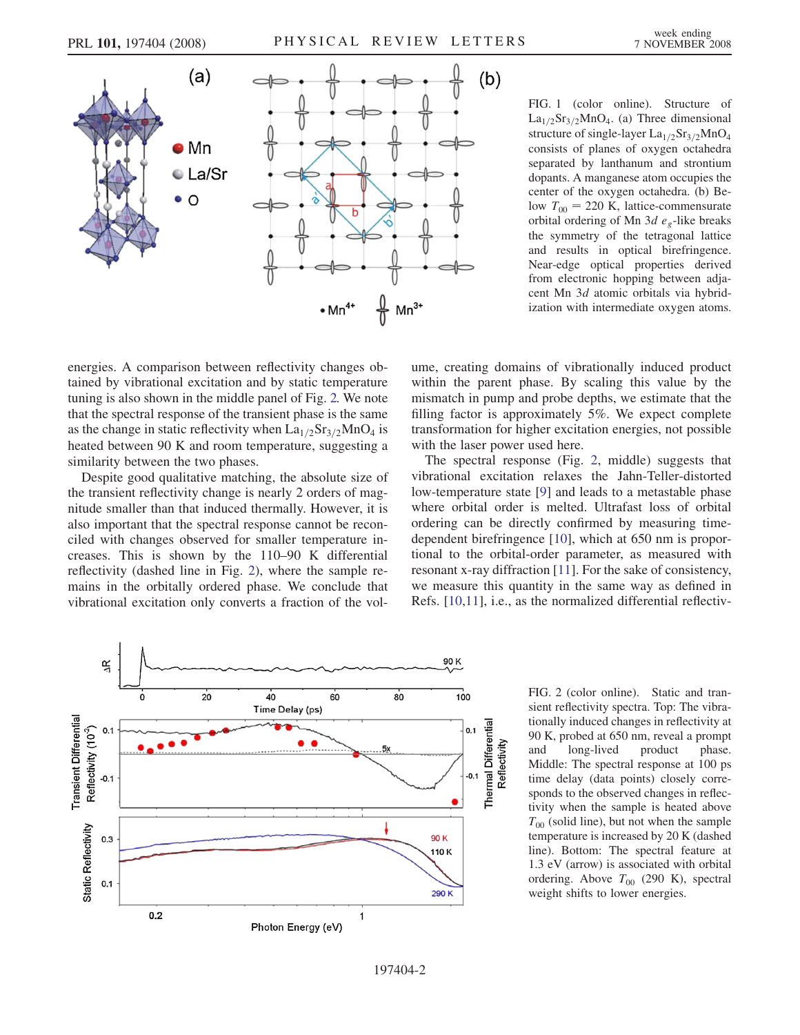FIG. 1 (color online). Structure of $La_{1/2}Sr_{3/2}MnO_4$. (a) Three dimensional structure of single-layer $La_{1/2}Sr_{3/2}MnO_4$ consists of planes of oxygen octahedra separated by lanthanum and strontium dopants. A manganese atom occupies the center of the oxygen octahedra. (b) Below $T_{00} = 220$ K, lattice-commensurate orbital ordering of Mn 3*d* $e_g$-like breaks the symmetry of the tetragonal lattice and results in optical birefringence. Near-edge optical properties derived from electronic hopping between adjacent Mn 3*d* atomic orbitals via hybridization with intermediate oxygen atoms.

energies. A comparison between reflectivity changes obtained by vibrational excitation and by static temperature tuning is also shown in the middle panel of Fig. 2. We note that the spectral response of the transient phase is the same as the change in static reflectivity when $La_{1/2}Sr_{3/2}MnO_4$ is heated between 90 K and room temperature, suggesting a similarity between the two phases.

Despite good qualitative matching, the absolute size of the transient reflectivity change is nearly 2 orders of magnitude smaller than that induced thermally. However, it is also important that the spectral response cannot be reconciled with changes observed for smaller temperature increases. This is shown by the 110–90 K differential reflectivity (dashed line in Fig. 2), where the sample remains in the orbitally ordered phase. We conclude that vibrational excitation only converts a fraction of the volume, creating domains of vibrationally induced product within the parent phase. By scaling this value by the mismatch in pump and probe depths, we estimate that the filling factor is approximately 5%. We expect complete transformation for higher excitation energies, not possible with the laser power used here.

The spectral response (Fig. 2, middle) suggests that vibrational excitation relaxes the Jahn-Teller-distorted low-temperature state [9] and leads to a metastable phase where orbital order is melted. Ultrafast loss of orbital ordering can be directly confirmed by measuring time-dependent birefringence [10], which at 650 nm is proportional to the orbital-order parameter, as measured with resonant x-ray diffraction [11]. For the sake of consistency, we measure this quantity in the same way as defined in Refs. [10,11], i.e., as the normalized differential reflectiv-

FIG. 2 (color online). Static and transient reflectivity spectra. Top: The vibrationally induced changes in reflectivity at 90 K, probed at 650 nm, reveal a prompt and long-lived product phase. Middle: The spectral response at 100 ps time delay (data points) closely corresponds to the observed changes in reflectivity when the sample is heated above $T_{00}$ (solid line), but not when the sample temperature is increased by 20 K (dashed line). Bottom: The spectral feature at 1.3 eV (arrow) is associated with orbital ordering. Above $T_{00}$ (290 K), spectral weight shifts to lower energies.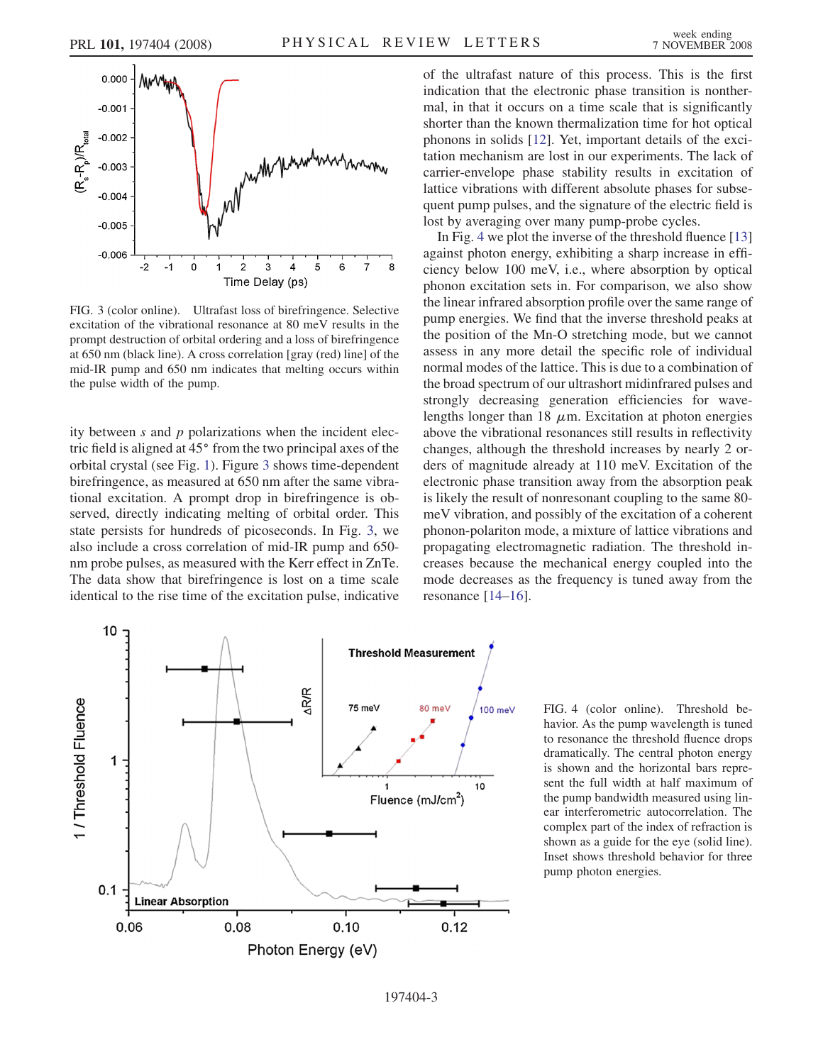FIG. 3 (color online). Ultrafast loss of birefringence. Selective excitation of the vibrational resonance at 80 meV results in the prompt destruction of orbital ordering and a loss of birefringence at 650 nm (black line). A cross correlation [gray (red) line] of the mid-IR pump and 650 nm indicates that melting occurs within the pulse width of the pump.

ity between $s$ and $p$ polarizations when the incident electric field is aligned at 45° from the two principal axes of the orbital crystal (see Fig. 1). Figure 3 shows time-dependent birefringence, as measured at 650 nm after the same vibrational excitation. A prompt drop in birefringence is observed, directly indicating melting of orbital order. This state persists for hundreds of picoseconds. In Fig. 3, we also include a cross correlation of mid-IR pump and 650-nm probe pulses, as measured with the Kerr effect in ZnTe. The data show that birefringence is lost on a time scale identical to the rise time of the excitation pulse, indicative of the ultrafast nature of this process. This is the first indication that the electronic phase transition is nonthermal, in that it occurs on a time scale that is significantly shorter than the known thermalization time for hot optical phonons in solids [12]. Yet, important details of the excitation mechanism are lost in our experiments. The lack of carrier-envelope phase stability results in excitation of lattice vibrations with different absolute phases for subsequent pump pulses, and the signature of the electric field is lost by averaging over many pump-probe cycles.

In Fig. 4 we plot the inverse of the threshold fluence [13] against photon energy, exhibiting a sharp increase in efficiency below 100 meV, i.e., where absorption by optical phonon excitation sets in. For comparison, we also show the linear infrared absorption profile over the same range of pump energies. We find that the inverse threshold peaks at the position of the Mn-O stretching mode, but we cannot assess in any more detail the specific role of individual normal modes of the lattice. This is due to a combination of the broad spectrum of our ultrashort midinfrared pulses and strongly decreasing generation efficiencies for wavelengths longer than 18 $\mu$m. Excitation at photon energies above the vibrational resonances still results in reflectivity changes, although the threshold increases by nearly 2 orders of magnitude already at 110 meV. Excitation of the electronic phase transition away from the absorption peak is likely the result of nonresonant coupling to the same 80-meV vibration, and possibly of the excitation of a coherent phonon-polariton mode, a mixture of lattice vibrations and propagating electromagnetic radiation. The threshold increases because the mechanical energy coupled into the mode decreases as the frequency is tuned away from the resonance [14–16].

FIG. 4 (color online). Threshold behavior. As the pump wavelength is tuned to resonance the threshold fluence drops dramatically. The central photon energy is shown and the horizontal bars represent the full width at half maximum of the pump bandwidth measured using linear interferometric autocorrelation. The complex part of the index of refraction is shown as a guide for the eye (solid line). Inset shows threshold behavior for three pump photon energies.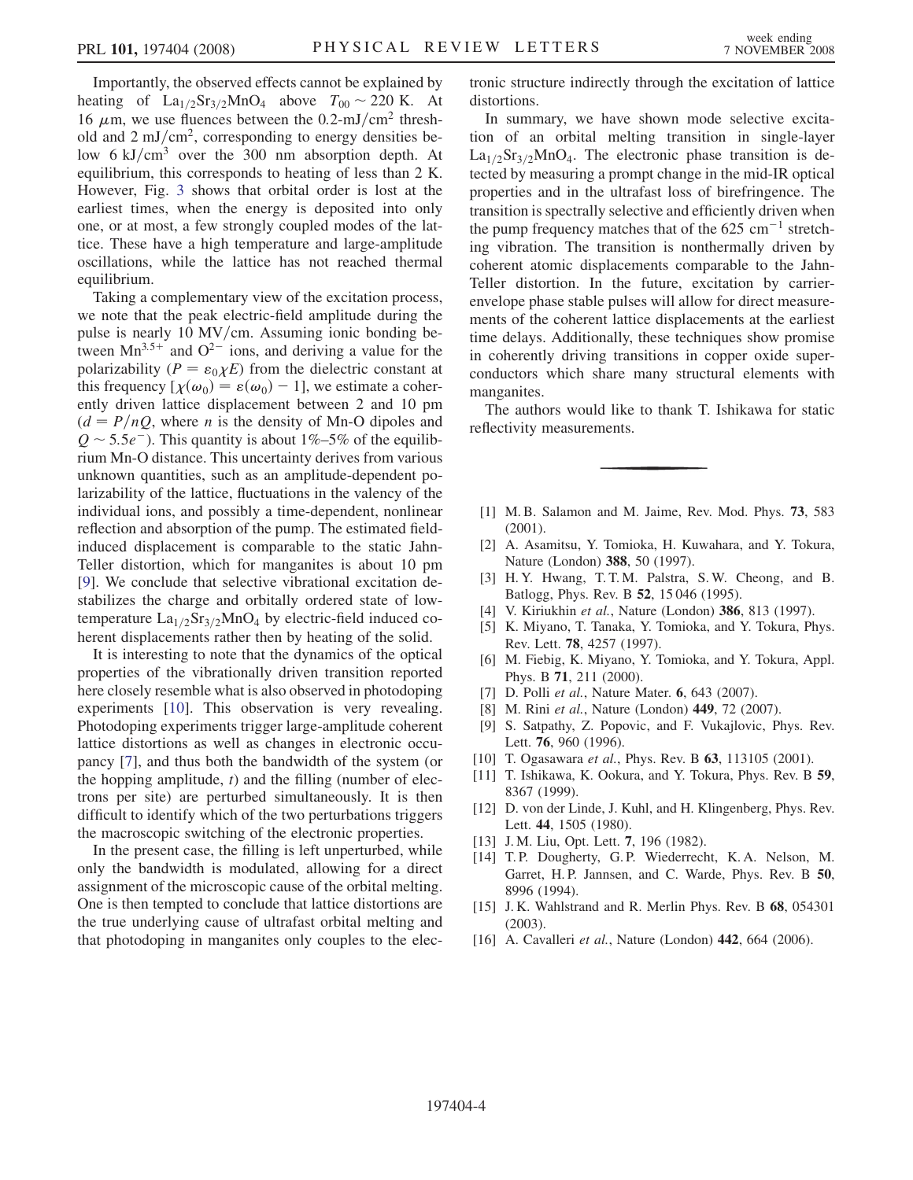Importantly, the observed effects cannot be explained by heating of $La_{1/2}Sr_{3/2}MnO_4$ above $T_{00} \sim 220$ K. At 16 $\mu$m, we use fluences between the 0.2-mJ/cm$^2$ threshold and 2 mJ/cm$^2$, corresponding to energy densities below 6 kJ/cm$^3$ over the 300 nm absorption depth. At equilibrium, this corresponds to heating of less than 2 K. However, Fig. 3 shows that orbital order is lost at the earliest times, when the energy is deposited into only one, or at most, a few strongly coupled modes of the lattice. These have a high temperature and large-amplitude oscillations, while the lattice has not reached thermal equilibrium.

Taking a complementary view of the excitation process, we note that the peak electric-field amplitude during the pulse is nearly 10 MV/cm. Assuming ionic bonding between $Mn^{3.5+}$ and $O^{2-}$ ions, and deriving a value for the polarizability ($P = \varepsilon_0 \chi E$) from the dielectric constant at this frequency [$\chi(\omega_0) = \varepsilon(\omega_0) - 1$], we estimate a coherently driven lattice displacement between 2 and 10 pm ($d = P/nQ$, where $n$ is the density of Mn-O dipoles and $Q \sim 5.5e^-$). This quantity is about 1%–5% of the equilibrium Mn-O distance. This uncertainty derives from various unknown quantities, such as an amplitude-dependent polarizability of the lattice, fluctuations in the valency of the individual ions, and possibly a time-dependent, nonlinear reflection and absorption of the pump. The estimated field-induced displacement is comparable to the static Jahn-Teller distortion, which for manganites is about 10 pm [9]. We conclude that selective vibrational excitation destabilizes the charge and orbitally ordered state of low-temperature $La_{1/2}Sr_{3/2}MnO_4$ by electric-field induced coherent displacements rather then by heating of the solid.

It is interesting to note that the dynamics of the optical properties of the vibrationally driven transition reported here closely resemble what is also observed in photodoping experiments [10]. This observation is very revealing. Photodoping experiments trigger large-amplitude coherent lattice distortions as well as changes in electronic occupancy [7], and thus both the bandwidth of the system (or the hopping amplitude, $t$) and the filling (number of electrons per site) are perturbed simultaneously. It is then difficult to identify which of the two perturbations triggers the macroscopic switching of the electronic properties.

In the present case, the filling is left unperturbed, while only the bandwidth is modulated, allowing for a direct assignment of the microscopic cause of the orbital melting. One is then tempted to conclude that lattice distortions are the true underlying cause of ultrafast orbital melting and that photodoping in manganites only couples to the electronic structure indirectly through the excitation of lattice distortions.

In summary, we have shown mode selective excitation of an orbital melting transition in single-layer $La_{1/2}Sr_{3/2}MnO_4$. The electronic phase transition is detected by measuring a prompt change in the mid-IR optical properties and in the ultrafast loss of birefringence. The transition is spectrally selective and efficiently driven when the pump frequency matches that of the 625 cm$^{-1}$ stretching vibration. The transition is nonthermally driven by coherent atomic displacements comparable to the Jahn-Teller distortion. In the future, excitation by carrier-envelope phase stable pulses will allow for direct measurements of the coherent lattice displacements at the earliest time delays. Additionally, these techniques show promise in coherently driving transitions in copper oxide superconductors which share many structural elements with manganites.

The authors would like to thank T. Ishikawa for static reflectivity measurements.

---

[1] M. B. Salamon and M. Jaime, Rev. Mod. Phys. **73**, 583 (2001).

[2] A. Asamitsu, Y. Tomioka, H. Kuwahara, and Y. Tokura, Nature (London) **388**, 50 (1997).

[3] H. Y. Hwang, T. T. M. Palstra, S. W. Cheong, and B. Batlogg, Phys. Rev. B **52**, 15 046 (1995).

[4] V. Kiriukhin *et al.*, Nature (London) **386**, 813 (1997).

[5] K. Miyano, T. Tanaka, Y. Tomioka, and Y. Tokura, Phys. Rev. Lett. **78**, 4257 (1997).

[6] M. Fiebig, K. Miyano, Y. Tomioka, and Y. Tokura, Appl. Phys. B **71**, 211 (2000).

[7] D. Polli *et al.*, Nature Mater. **6**, 643 (2007).

[8] M. Rini *et al.*, Nature (London) **449**, 72 (2007).

[9] S. Satpathy, Z. Popovic, and F. Vukajlovic, Phys. Rev. Lett. **76**, 960 (1996).

[10] T. Ogasawara *et al.*, Phys. Rev. B **63**, 113105 (2001).

[11] T. Ishikawa, K. Ookura, and Y. Tokura, Phys. Rev. B **59**, 8367 (1999).

[12] D. von der Linde, J. Kuhl, and H. Klingenberg, Phys. Rev. Lett. **44**, 1505 (1980).

[13] J. M. Liu, Opt. Lett. **7**, 196 (1982).

[14] T. P. Dougherty, G. P. Wiederrecht, K. A. Nelson, M. Garret, H. P. Jannsen, and C. Warde, Phys. Rev. B **50**, 8996 (1994).

[15] J. K. Wahlstrand and R. Merlin Phys. Rev. B **68**, 054301 (2003).

[16] A. Cavalleri *et al.*, Nature (London) **442**, 664 (2006).